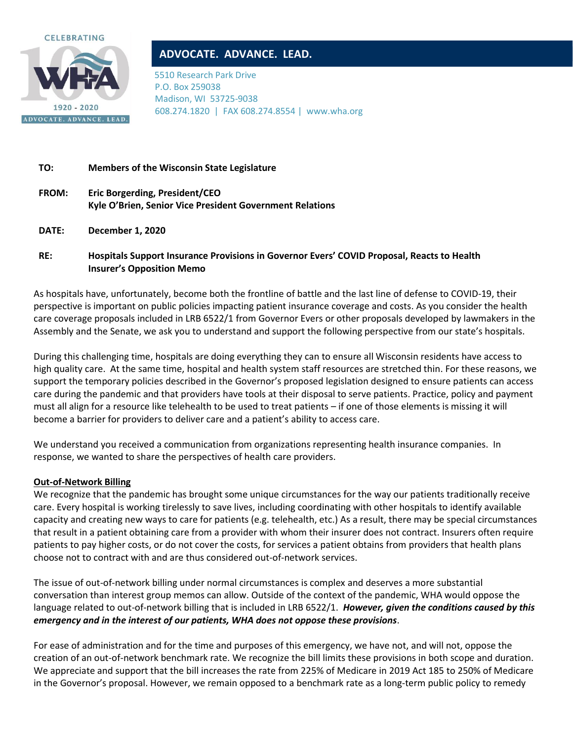CELEBRATING 100 WHA 1920 - 2020 ADVOCATE. ADVANCE. LEAD.

**ADVOCATE. ADVANCE. LEAD.**

5510 Research Park Drive
P.O. Box 259038
Madison, WI 53725-9038
608.274.1820 | FAX 608.274.8554 | www.wha.org

**TO:** **Members of the Wisconsin State Legislature**

**FROM:** **Eric Borgerding, President/CEO**
**Kyle O'Brien, Senior Vice President Government Relations**

**DATE:** **December 1, 2020**

**RE:** **Hospitals Support Insurance Provisions in Governor Evers' COVID Proposal, Reacts to Health Insurer's Opposition Memo**

As hospitals have, unfortunately, become both the frontline of battle and the last line of defense to COVID-19, their perspective is important on public policies impacting patient insurance coverage and costs. As you consider the health care coverage proposals included in LRB 6522/1 from Governor Evers or other proposals developed by lawmakers in the Assembly and the Senate, we ask you to understand and support the following perspective from our state's hospitals.

During this challenging time, hospitals are doing everything they can to ensure all Wisconsin residents have access to high quality care. At the same time, hospital and health system staff resources are stretched thin. For these reasons, we support the temporary policies described in the Governor's proposed legislation designed to ensure patients can access care during the pandemic and that providers have tools at their disposal to serve patients. Practice, policy and payment must all align for a resource like telehealth to be used to treat patients – if one of those elements is missing it will become a barrier for providers to deliver care and a patient's ability to access care.

We understand you received a communication from organizations representing health insurance companies. In response, we wanted to share the perspectives of health care providers.

**<u>Out-of-Network Billing</u>**

We recognize that the pandemic has brought some unique circumstances for the way our patients traditionally receive care. Every hospital is working tirelessly to save lives, including coordinating with other hospitals to identify available capacity and creating new ways to care for patients (e.g. telehealth, etc.) As a result, there may be special circumstances that result in a patient obtaining care from a provider with whom their insurer does not contract. Insurers often require patients to pay higher costs, or do not cover the costs, for services a patient obtains from providers that health plans choose not to contract with and are thus considered out-of-network services.

The issue of out-of-network billing under normal circumstances is complex and deserves a more substantial conversation than interest group memos can allow. Outside of the context of the pandemic, WHA would oppose the language related to out-of-network billing that is included in LRB 6522/1. ***However, given the conditions caused by this emergency and in the interest of our patients, WHA does not oppose these provisions***.

For ease of administration and for the time and purposes of this emergency, we have not, and will not, oppose the creation of an out-of-network benchmark rate. We recognize the bill limits these provisions in both scope and duration. We appreciate and support that the bill increases the rate from 225% of Medicare in 2019 Act 185 to 250% of Medicare in the Governor's proposal. However, we remain opposed to a benchmark rate as a long-term public policy to remedy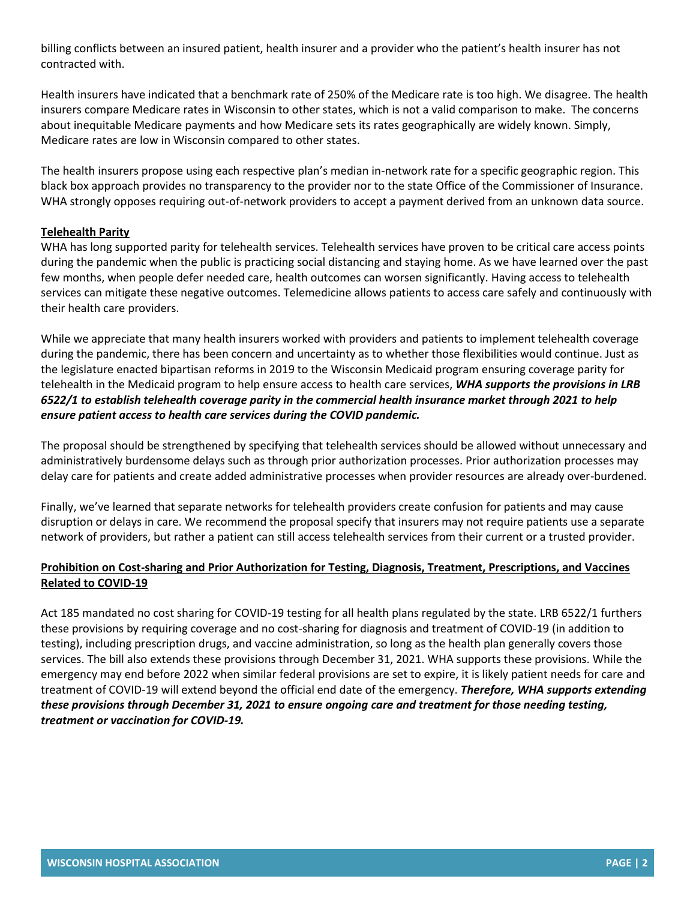billing conflicts between an insured patient, health insurer and a provider who the patient's health insurer has not contracted with.

Health insurers have indicated that a benchmark rate of 250% of the Medicare rate is too high. We disagree. The health insurers compare Medicare rates in Wisconsin to other states, which is not a valid comparison to make. The concerns about inequitable Medicare payments and how Medicare sets its rates geographically are widely known. Simply, Medicare rates are low in Wisconsin compared to other states.

The health insurers propose using each respective plan's median in-network rate for a specific geographic region. This black box approach provides no transparency to the provider nor to the state Office of the Commissioner of Insurance. WHA strongly opposes requiring out-of-network providers to accept a payment derived from an unknown data source.

**Telehealth Parity**

WHA has long supported parity for telehealth services. Telehealth services have proven to be critical care access points during the pandemic when the public is practicing social distancing and staying home. As we have learned over the past few months, when people defer needed care, health outcomes can worsen significantly. Having access to telehealth services can mitigate these negative outcomes. Telemedicine allows patients to access care safely and continuously with their health care providers.

While we appreciate that many health insurers worked with providers and patients to implement telehealth coverage during the pandemic, there has been concern and uncertainty as to whether those flexibilities would continue. Just as the legislature enacted bipartisan reforms in 2019 to the Wisconsin Medicaid program ensuring coverage parity for telehealth in the Medicaid program to help ensure access to health care services, ***WHA supports the provisions in LRB 6522/1 to establish telehealth coverage parity in the commercial health insurance market through 2021 to help ensure patient access to health care services during the COVID pandemic.***

The proposal should be strengthened by specifying that telehealth services should be allowed without unnecessary and administratively burdensome delays such as through prior authorization processes. Prior authorization processes may delay care for patients and create added administrative processes when provider resources are already over-burdened.

Finally, we've learned that separate networks for telehealth providers create confusion for patients and may cause disruption or delays in care. We recommend the proposal specify that insurers may not require patients use a separate network of providers, but rather a patient can still access telehealth services from their current or a trusted provider.

**Prohibition on Cost-sharing and Prior Authorization for Testing, Diagnosis, Treatment, Prescriptions, and Vaccines Related to COVID-19**

Act 185 mandated no cost sharing for COVID-19 testing for all health plans regulated by the state. LRB 6522/1 furthers these provisions by requiring coverage and no cost-sharing for diagnosis and treatment of COVID-19 (in addition to testing), including prescription drugs, and vaccine administration, so long as the health plan generally covers those services. The bill also extends these provisions through December 31, 2021. WHA supports these provisions. While the emergency may end before 2022 when similar federal provisions are set to expire, it is likely patient needs for care and treatment of COVID-19 will extend beyond the official end date of the emergency. ***Therefore, WHA supports extending these provisions through December 31, 2021 to ensure ongoing care and treatment for those needing testing, treatment or vaccination for COVID-19.***